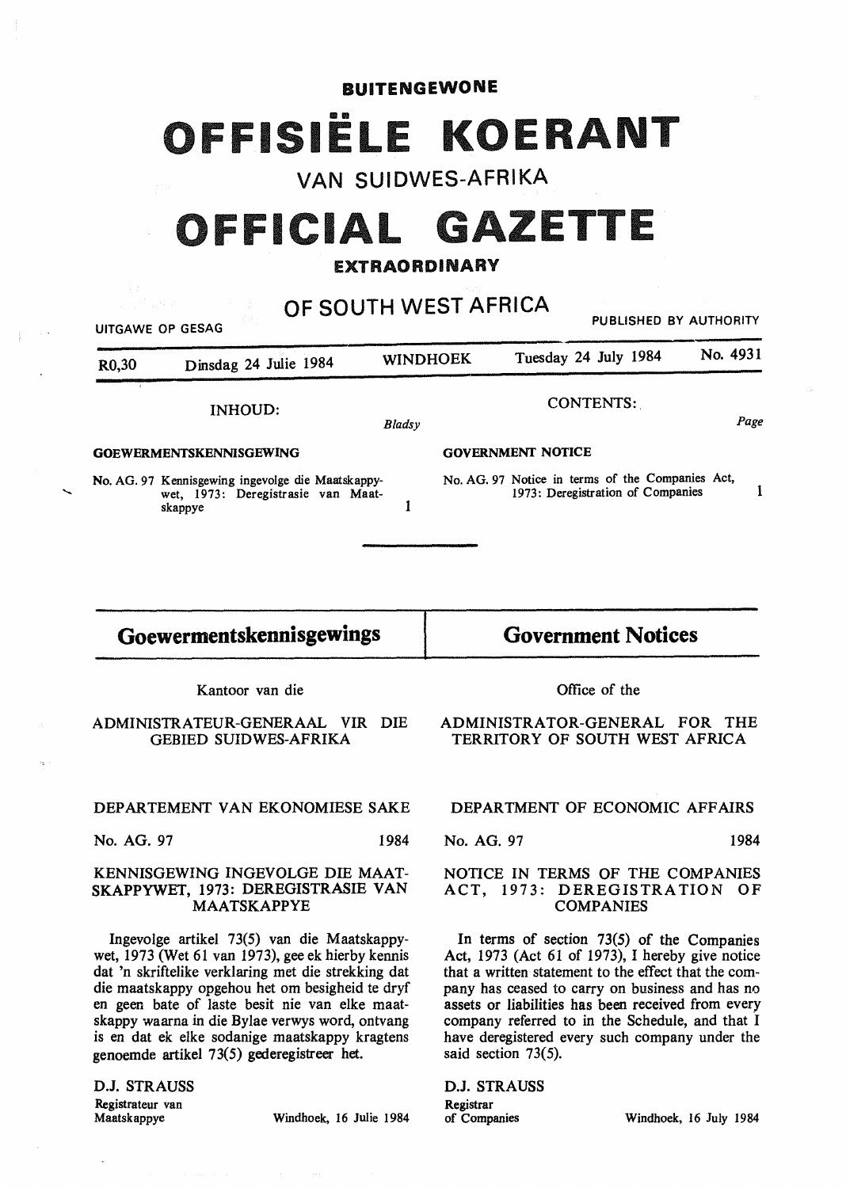**BUITENGEWONE**

# OFFISIËLE KOERANT

## VAN SUIDWES-AFRIKA

# OFFICIAL GAZETTE

**EXTRAORDINARY**

## OF SOUTH WEST AFRICA

UITGAWE OP GESAG — PUBLISHED BY AUTHORITY

| R0,30 | Dinsdag 24 Julie 1984 | WINDHOEK | Tuesday 24 July 1984 | No. 4931 |
|---|---|---|---|---|

**INHOUD:** — *Bladsy*

**GOEWERMENTSKENNISGEWING**

No. AG. 97 Kennisgewing ingevolge die Maatskappywet, 1973: Deregistrasie van Maatskappye — 1

**CONTENTS:** — *Page*

**GOVERNMENT NOTICE**

No. AG. 97 Notice in terms of the Companies Act, 1973: Deregistration of Companies — 1

## Goewermentskennisgewings

Kantoor van die

ADMINISTRATEUR-GENERAAL VIR DIE GEBIED SUIDWES-AFRIKA

DEPARTEMENT VAN EKONOMIESE SAKE

No. AG. 97 — 1984

KENNISGEWING INGEVOLGE DIE MAATSKAPPYWET, 1973: DEREGISTRASIE VAN MAATSKAPPYE

Ingevolge artikel 73(5) van die Maatskappywet, 1973 (Wet 61 van 1973), gee ek hierby kennis dat 'n skriftelike verklaring met die strekking dat die maatskappy opgehou het om besigheid te dryf en geen bate of laste besit nie van elke maatskappy waarna in die Bylae verwys word, ontvang is en dat ek elke sodanige maatskappy kragtens genoemde artikel 73(5) gederegistreer het.

D.J. STRAUSS
Registrateur van Maatskappye

Windhoek, 16 Julie 1984

## Government Notices

Office of the

ADMINISTRATOR-GENERAL FOR THE TERRITORY OF SOUTH WEST AFRICA

DEPARTMENT OF ECONOMIC AFFAIRS

No. AG. 97 — 1984

NOTICE IN TERMS OF THE COMPANIES ACT, 1973: DEREGISTRATION OF COMPANIES

In terms of section 73(5) of the Companies Act, 1973 (Act 61 of 1973), I hereby give notice that a written statement to the effect that the company has ceased to carry on business and has no assets or liabilities has been received from every company referred to in the Schedule, and that I have deregistered every such company under the said section 73(5).

D.J. STRAUSS
Registrar of Companies

Windhoek, 16 July 1984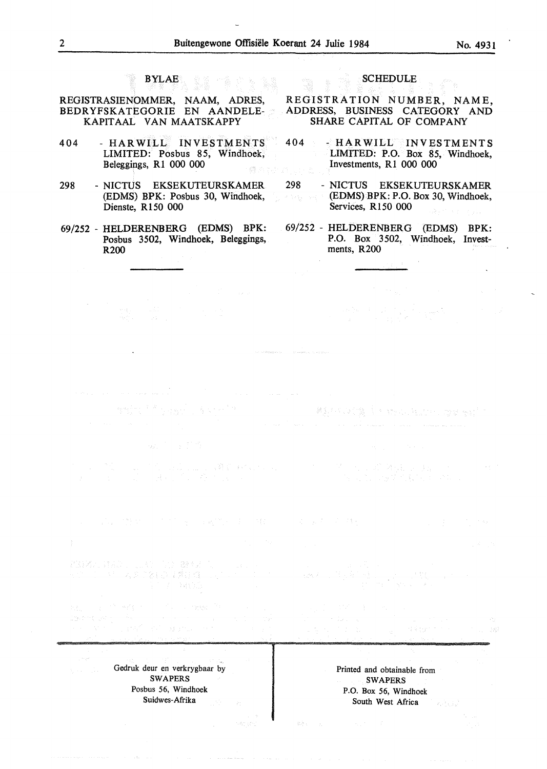## BYLAE

REGISTRASIENOMMER, NAAM, ADRES, BEDRYFSKATEGORIE EN AANDELE-KAPITAAL VAN MAATSKAPPY

404 - HARWILL INVESTMENTS LIMITED: Posbus 85, Windhoek, Beleggings, R1 000 000

298 - NICTUS EKSEKUTEURSKAMER (EDMS) BPK: Posbus 30, Windhoek, Dienste, R150 000

69/252 - HELDERENBERG (EDMS) BPK: Posbus 3502, Windhoek, Beleggings, R200

## SCHEDULE

REGISTRATION NUMBER, NAME, ADDRESS, BUSINESS CATEGORY AND SHARE CAPITAL OF COMPANY

404 - HARWILL INVESTMENTS LIMITED: P.O. Box 85, Windhoek, Investments, R1 000 000

298 - NICTUS EKSEKUTEURSKAMER (EDMS) BPK: P.O. Box 30, Windhoek, Services, R150 000

69/252 - HELDERENBERG (EDMS) BPK: P.O. Box 3502, Windhoek, Investments, R200

---

Gedruk deur en verkrygbaar by
SWAPERS
Posbus 56, Windhoek
Suidwes-Afrika

Printed and obtainable from
SWAPERS
P.O. Box 56, Windhoek
South West Africa